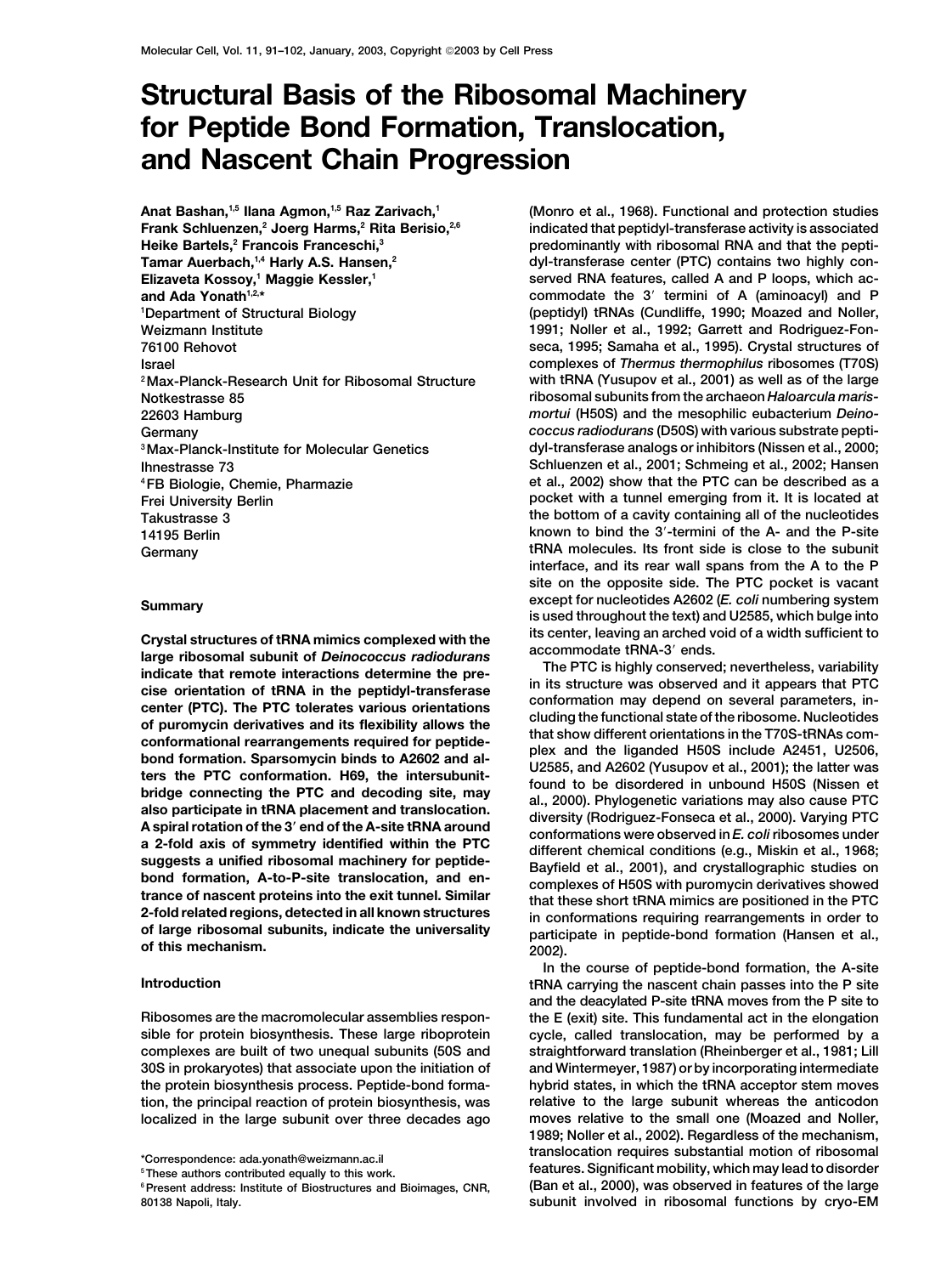# Structural Basis of the Ribosomal Machinery for Peptide Bond Formation, Translocation, and Nascent Chain Progression

Anat Bashan,[1,5] Ilana Agmon,[1,5] Raz Zarivach,[1] Frank Schluenzen,[2] Joerg Harms,[2] Rita Berisio,[2,6] Heike Bartels,[2] Francois Franceschi,[3] Tamar Auerbach,[1,4] Harly A.S. Hansen,[2] Elizaveta Kossoy,[1] Maggie Kessler,[1] and Ada Yonath[1,2,*]

[1]Department of Structural Biology  
Weizmann Institute  
76100 Rehovot  
Israel  
[2]Max-Planck-Research Unit for Ribosomal Structure  
Notkestrasse 85  
22603 Hamburg  
Germany  
[3]Max-Planck-Institute for Molecular Genetics  
Ihnestrasse 73  
[4]FB Biologie, Chemie, Pharmazie  
Frei University Berlin  
Takustrasse 3  
14195 Berlin  
Germany

## Summary

**Crystal structures of tRNA mimics complexed with the large ribosomal subunit of *Deinococcus radiodurans* indicate that remote interactions determine the precise orientation of tRNA in the peptidyl-transferase center (PTC). The PTC tolerates various orientations of puromycin derivatives and its flexibility allows the conformational rearrangements required for peptide-bond formation. Sparsomycin binds to A2602 and alters the PTC conformation. H69, the intersubunit-bridge connecting the PTC and decoding site, may also participate in tRNA placement and translocation. A spiral rotation of the 3′ end of the A-site tRNA around a 2-fold axis of symmetry identified within the PTC suggests a unified ribosomal machinery for peptide-bond formation, A-to-P-site translocation, and entrance of nascent proteins into the exit tunnel. Similar 2-fold related regions, detected in all known structures of large ribosomal subunits, indicate the universality of this mechanism.**

## Introduction

Ribosomes are the macromolecular assemblies responsible for protein biosynthesis. These large riboprotein complexes are built of two unequal subunits (50S and 30S in prokaryotes) that associate upon the initiation of the protein biosynthesis process. Peptide-bond formation, the principal reaction of protein biosynthesis, was localized in the large subunit over three decades ago (Monro et al., 1968). Functional and protection studies indicated that peptidyl-transferase activity is associated predominantly with ribosomal RNA and that the peptidyl-transferase center (PTC) contains two highly conserved RNA features, called A and P loops, which accommodate the 3′ termini of A (aminoacyl) and P (peptidyl) tRNAs (Cundliffe, 1990; Moazed and Noller, 1991; Noller et al., 1992; Garrett and Rodriguez-Fonseca, 1995; Samaha et al., 1995). Crystal structures of complexes of *Thermus thermophilus* ribosomes (T70S) with tRNA (Yusupov et al., 2001) as well as of the large ribosomal subunits from the archaeon *Haloarcula marismortui* (H50S) and the mesophilic eubacterium *Deinococcus radiodurans* (D50S) with various substrate peptidyl-transferase analogs or inhibitors (Nissen et al., 2000; Schluenzen et al., 2001; Schmeing et al., 2002; Hansen et al., 2002) show that the PTC can be described as a pocket with a tunnel emerging from it. It is located at the bottom of a cavity containing all of the nucleotides known to bind the 3′-termini of the A- and the P-site tRNA molecules. Its front side is close to the subunit interface, and its rear wall spans from the A to the P site on the opposite side. The PTC pocket is vacant except for nucleotides A2602 (*E. coli* numbering system is used throughout the text) and U2585, which bulge into its center, leaving an arched void of a width sufficient to accommodate tRNA-3′ ends.

The PTC is highly conserved; nevertheless, variability in its structure was observed and it appears that PTC conformation may depend on several parameters, including the functional state of the ribosome. Nucleotides that show different orientations in the T70S-tRNAs complex and the liganded H50S include A2451, U2506, U2585, and A2602 (Yusupov et al., 2001); the latter was found to be disordered in unbound H50S (Nissen et al., 2000). Phylogenetic variations may also cause PTC diversity (Rodriguez-Fonseca et al., 2000). Varying PTC conformations were observed in *E. coli* ribosomes under different chemical conditions (e.g., Miskin et al., 1968; Bayfield et al., 2001), and crystallographic studies on complexes of H50S with puromycin derivatives showed that these short tRNA mimics are positioned in the PTC in conformations requiring rearrangements in order to participate in peptide-bond formation (Hansen et al., 2002).

In the course of peptide-bond formation, the A-site tRNA carrying the nascent chain passes into the P site and the deacylated P-site tRNA moves from the P site to the E (exit) site. This fundamental act in the elongation cycle, called translocation, may be performed by a straightforward translation (Rheinberger et al., 1981; Lill and Wintermeyer, 1987) or by incorporating intermediate hybrid states, in which the tRNA acceptor stem moves relative to the large subunit whereas the anticodon moves relative to the small one (Moazed and Noller, 1989; Noller et al., 2002). Regardless of the mechanism, translocation requires substantial motion of ribosomal features. Significant mobility, which may lead to disorder (Ban et al., 2000), was observed in features of the large subunit involved in ribosomal functions by cryo-EM

*Correspondence: ada.yonath@weizmann.ac.il  
[5]These authors contributed equally to this work.  
[6]Present address: Institute of Biostructures and Bioimages, CNR, 80138 Napoli, Italy.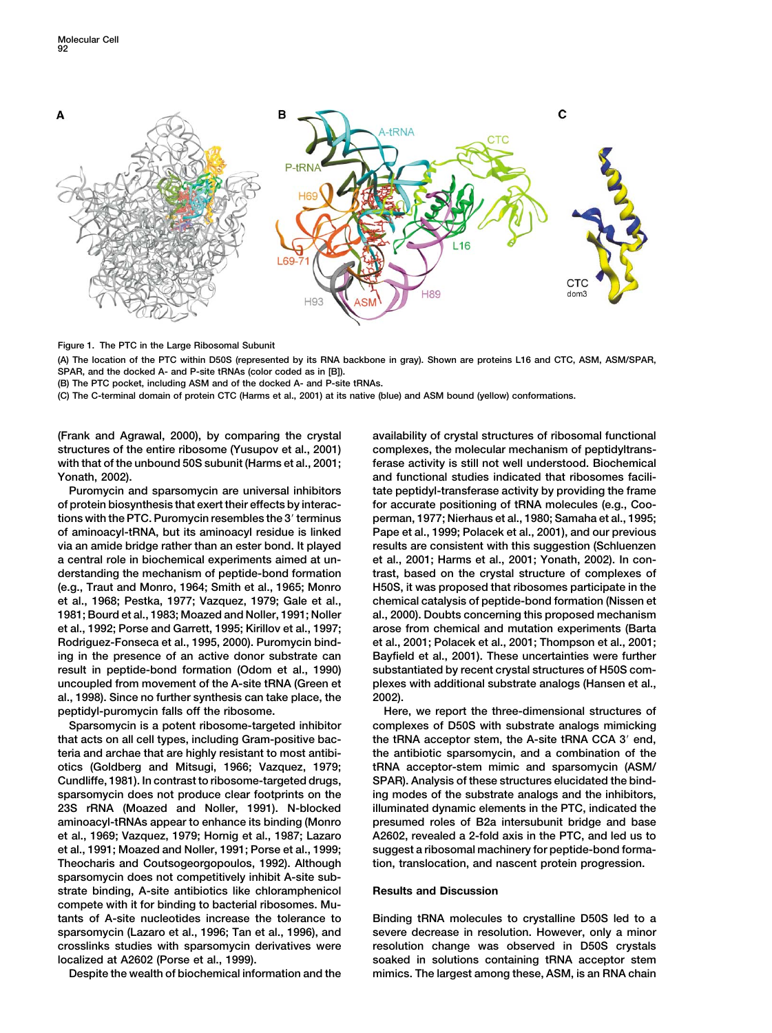Figure 1. The PTC in the Large Ribosomal Subunit

(A) The location of the PTC within D50S (represented by its RNA backbone in gray). Shown are proteins L16 and CTC, ASM, ASM/SPAR, SPAR, and the docked A- and P-site tRNAs (color coded as in [B]).

(B) The PTC pocket, including ASM and of the docked A- and P-site tRNAs.

(C) The C-terminal domain of protein CTC (Harms et al., 2001) at its native (blue) and ASM bound (yellow) conformations.

(Frank and Agrawal, 2000), by comparing the crystal structures of the entire ribosome (Yusupov et al., 2001) with that of the unbound 50S subunit (Harms et al., 2001; Yonath, 2002).

Puromycin and sparsomycin are universal inhibitors of protein biosynthesis that exert their effects by interactions with the PTC. Puromycin resembles the 3′ terminus of aminoacyl-tRNA, but its aminoacyl residue is linked via an amide bridge rather than an ester bond. It played a central role in biochemical experiments aimed at understanding the mechanism of peptide-bond formation (e.g., Traut and Monro, 1964; Smith et al., 1965; Monro et al., 1968; Pestka, 1977; Vazquez, 1979; Gale et al., 1981; Bourd et al., 1983; Moazed and Noller, 1991; Noller et al., 1992; Porse and Garrett, 1995; Kirillov et al., 1997; Rodriguez-Fonseca et al., 1995, 2000). Puromycin binding in the presence of an active donor substrate can result in peptide-bond formation (Odom et al., 1990) uncoupled from movement of the A-site tRNA (Green et al., 1998). Since no further synthesis can take place, the peptidyl-puromycin falls off the ribosome.

Sparsomycin is a potent ribosome-targeted inhibitor that acts on all cell types, including Gram-positive bacteria and archae that are highly resistant to most antibiotics (Goldberg and Mitsugi, 1966; Vazquez, 1979; Cundliffe, 1981). In contrast to ribosome-targeted drugs, sparsomycin does not produce clear footprints on the 23S rRNA (Moazed and Noller, 1991). N-blocked aminoacyl-tRNAs appear to enhance its binding (Monro et al., 1969; Vazquez, 1979; Hornig et al., 1987; Lazaro et al., 1991; Moazed and Noller, 1991; Porse et al., 1999; Theocharis and Coutsogeorgopoulos, 1992). Although sparsomycin does not competitively inhibit A-site substrate binding, A-site antibiotics like chloramphenicol compete with it for binding to bacterial ribosomes. Mutants of A-site nucleotides increase the tolerance to sparsomycin (Lazaro et al., 1996; Tan et al., 1996), and crosslinks studies with sparsomycin derivatives were localized at A2602 (Porse et al., 1999).

Despite the wealth of biochemical information and the availability of crystal structures of ribosomal functional complexes, the molecular mechanism of peptidyltransferase activity is still not well understood. Biochemical and functional studies indicated that ribosomes facilitate peptidyl-transferase activity by providing the frame for accurate positioning of tRNA molecules (e.g., Cooperman, 1977; Nierhaus et al., 1980; Samaha et al., 1995; Pape et al., 1999; Polacek et al., 2001), and our previous results are consistent with this suggestion (Schluenzen et al., 2001; Harms et al., 2001; Yonath, 2002). In contrast, based on the crystal structure of complexes of H50S, it was proposed that ribosomes participate in the chemical catalysis of peptide-bond formation (Nissen et al., 2000). Doubts concerning this proposed mechanism arose from chemical and mutation experiments (Barta et al., 2001; Polacek et al., 2001; Thompson et al., 2001; Bayfield et al., 2001). These uncertainties were further substantiated by recent crystal structures of H50S complexes with additional substrate analogs (Hansen et al., 2002).

Here, we report the three-dimensional structures of complexes of D50S with substrate analogs mimicking the tRNA acceptor stem, the A-site tRNA CCA 3′ end, the antibiotic sparsomycin, and a combination of the tRNA acceptor-stem mimic and sparsomycin (ASM/SPAR). Analysis of these structures elucidated the binding modes of the substrate analogs and the inhibitors, illuminated dynamic elements in the PTC, indicated the presumed roles of B2a intersubunit bridge and base A2602, revealed a 2-fold axis in the PTC, and led us to suggest a ribosomal machinery for peptide-bond formation, translocation, and nascent protein progression.

## Results and Discussion

Binding tRNA molecules to crystalline D50S led to a severe decrease in resolution. However, only a minor resolution change was observed in D50S crystals soaked in solutions containing tRNA acceptor stem mimics. The largest among these, ASM, is an RNA chain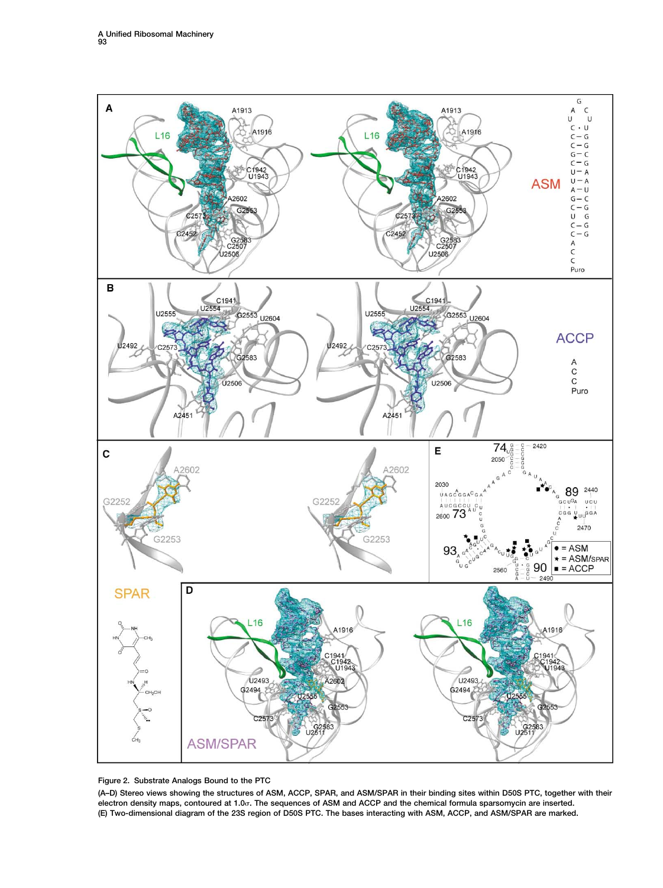Figure 2. Substrate Analogs Bound to the PTC

(A–D) Stereo views showing the structures of ASM, ACCP, SPAR, and ASM/SPAR in their binding sites within D50S PTC, together with their electron density maps, contoured at 1.0σ. The sequences of ASM and ACCP and the chemical formula sparsomycin are inserted.
(E) Two-dimensional diagram of the 23S region of D50S PTC. The bases interacting with ASM, ACCP, and ASM/SPAR are marked.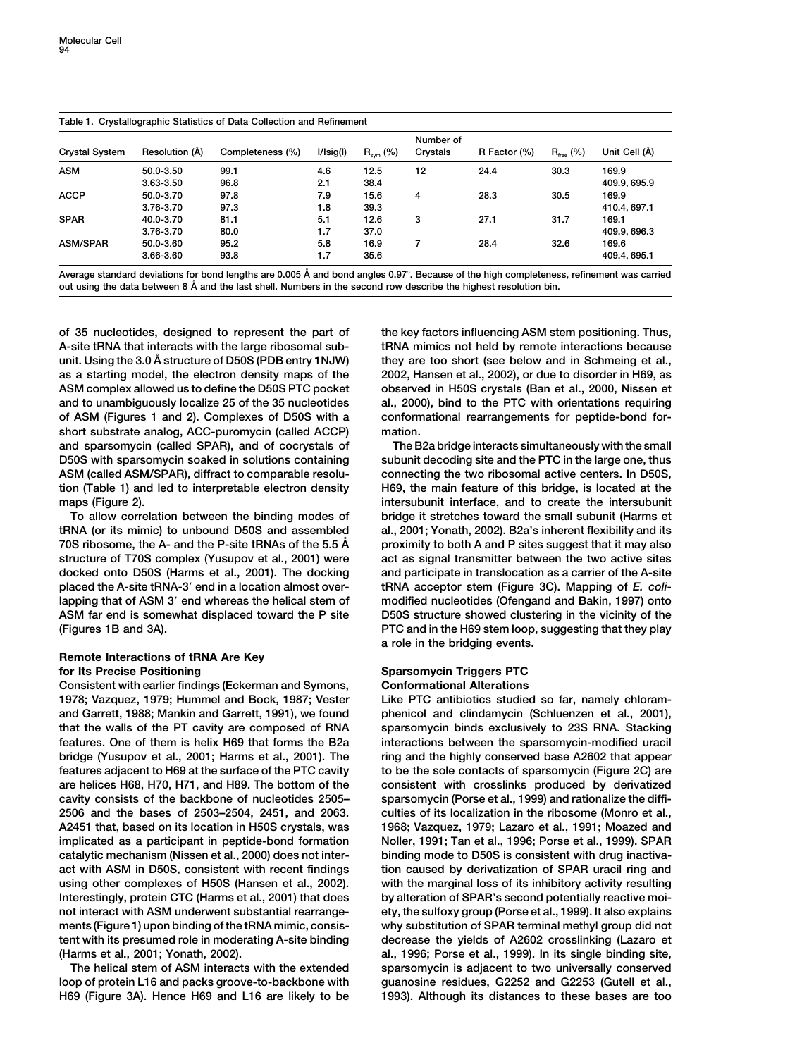Table 1. Crystallographic Statistics of Data Collection and Refinement

| Crystal System | Resolution (Å) | Completeness (%) | I/Isig(I) | $R_{sym}$ (%) | Number of Crystals | R Factor (%) | $R_{free}$ (%) | Unit Cell (Å) |
|---|---|---|---|---|---|---|---|---|
| ASM | 50.0-3.50 | 99.1 | 4.6 | 12.5 | 12 | 24.4 | 30.3 | 169.9 |
| | 3.63-3.50 | 96.8 | 2.1 | 38.4 | | | | 409.9, 695.9 |
| ACCP | 50.0-3.70 | 97.8 | 7.9 | 15.6 | 4 | 28.3 | 30.5 | 169.9 |
| | 3.76-3.70 | 97.3 | 1.8 | 39.3 | | | | 410.4, 697.1 |
| SPAR | 40.0-3.70 | 81.1 | 5.1 | 12.6 | 3 | 27.1 | 31.7 | 169.1 |
| | 3.76-3.70 | 80.0 | 1.7 | 37.0 | | | | 409.9, 696.3 |
| ASM/SPAR | 50.0-3.60 | 95.2 | 5.8 | 16.9 | 7 | 28.4 | 32.6 | 169.6 |
| | 3.66-3.60 | 93.8 | 1.7 | 35.6 | | | | 409.4, 695.1 |

Average standard deviations for bond lengths are 0.005 Å and bond angles 0.97°. Because of the high completeness, refinement was carried out using the data between 8 Å and the last shell. Numbers in the second row describe the highest resolution bin.

of 35 nucleotides, designed to represent the part of A-site tRNA that interacts with the large ribosomal subunit. Using the 3.0 Å structure of D50S (PDB entry 1NJW) as a starting model, the electron density maps of the ASM complex allowed us to define the D50S PTC pocket and to unambiguously localize 25 of the 35 nucleotides of ASM (Figures 1 and 2). Complexes of D50S with a short substrate analog, ACC-puromycin (called ACCP) and sparsomycin (called SPAR), and of cocrystals of D50S with sparsomycin soaked in solutions containing ASM (called ASM/SPAR), diffract to comparable resolution (Table 1) and led to interpretable electron density maps (Figure 2).

To allow correlation between the binding modes of tRNA (or its mimic) to unbound D50S and assembled 70S ribosome, the A- and the P-site tRNAs of the 5.5 Å structure of T70S complex (Yusupov et al., 2001) were docked onto D50S (Harms et al., 2001). The docking placed the A-site tRNA-3′ end in a location almost overlapping that of ASM 3′ end whereas the helical stem of ASM far end is somewhat displaced toward the P site (Figures 1B and 3A).

## Remote Interactions of tRNA Are Key for Its Precise Positioning

Consistent with earlier findings (Eckerman and Symons, 1978; Vazquez, 1979; Hummel and Bock, 1987; Vester and Garrett, 1988; Mankin and Garrett, 1991), we found that the walls of the PT cavity are composed of RNA features. One of them is helix H69 that forms the B2a bridge (Yusupov et al., 2001; Harms et al., 2001). The features adjacent to H69 at the surface of the PTC cavity are helices H68, H70, H71, and H89. The bottom of the cavity consists of the backbone of nucleotides 2505–2506 and the bases of 2503–2504, 2451, and 2063. A2451 that, based on its location in H50S crystals, was implicated as a participant in peptide-bond formation catalytic mechanism (Nissen et al., 2000) does not interact with ASM in D50S, consistent with recent findings using other complexes of H50S (Hansen et al., 2002). Interestingly, protein CTC (Harms et al., 2001) that does not interact with ASM underwent substantial rearrangements (Figure 1) upon binding of the tRNA mimic, consistent with its presumed role in moderating A-site binding (Harms et al., 2001; Yonath, 2002).

The helical stem of ASM interacts with the extended loop of protein L16 and packs groove-to-backbone with H69 (Figure 3A). Hence H69 and L16 are likely to be the key factors influencing ASM stem positioning. Thus, tRNA mimics not held by remote interactions because they are too short (see below and in Schmeing et al., 2002, Hansen et al., 2002), or due to disorder in H69, as observed in H50S crystals (Ban et al., 2000, Nissen et al., 2000), bind to the PTC with orientations requiring conformational rearrangements for peptide-bond formation.

The B2a bridge interacts simultaneously with the small subunit decoding site and the PTC in the large one, thus connecting the two ribosomal active centers. In D50S, H69, the main feature of this bridge, is located at the intersubunit interface, and to create the intersubunit bridge it stretches toward the small subunit (Harms et al., 2001; Yonath, 2002). B2a's inherent flexibility and its proximity to both A and P sites suggest that it may also act as signal transmitter between the two active sites and participate in translocation as a carrier of the A-site tRNA acceptor stem (Figure 3C). Mapping of *E. coli*-modified nucleotides (Ofengand and Bakin, 1997) onto D50S structure showed clustering in the vicinity of the PTC and in the H69 stem loop, suggesting that they play a role in the bridging events.

## Sparsomycin Triggers PTC Conformational Alterations

Like PTC antibiotics studied so far, namely chloramphenicol and clindamycin (Schluenzen et al., 2001), sparsomycin binds exclusively to 23S RNA. Stacking interactions between the sparsomycin-modified uracil ring and the highly conserved base A2602 that appear to be the sole contacts of sparsomycin (Figure 2C) are consistent with crosslinks produced by derivatized sparsomycin (Porse et al., 1999) and rationalize the difficulties of its localization in the ribosome (Monro et al., 1968; Vazquez, 1979; Lazaro et al., 1991; Moazed and Noller, 1991; Tan et al., 1996; Porse et al., 1999). SPAR binding mode to D50S is consistent with drug inactivation caused by derivatization of SPAR uracil ring and with the marginal loss of its inhibitory activity resulting by alteration of SPAR's second potentially reactive moiety, the sulfoxy group (Porse et al., 1999). It also explains why substitution of SPAR terminal methyl group did not decrease the yields of A2602 crosslinking (Lazaro et al., 1996; Porse et al., 1999). In its single binding site, sparsomycin is adjacent to two universally conserved guanosine residues, G2252 and G2253 (Gutell et al., 1993). Although its distances to these bases are too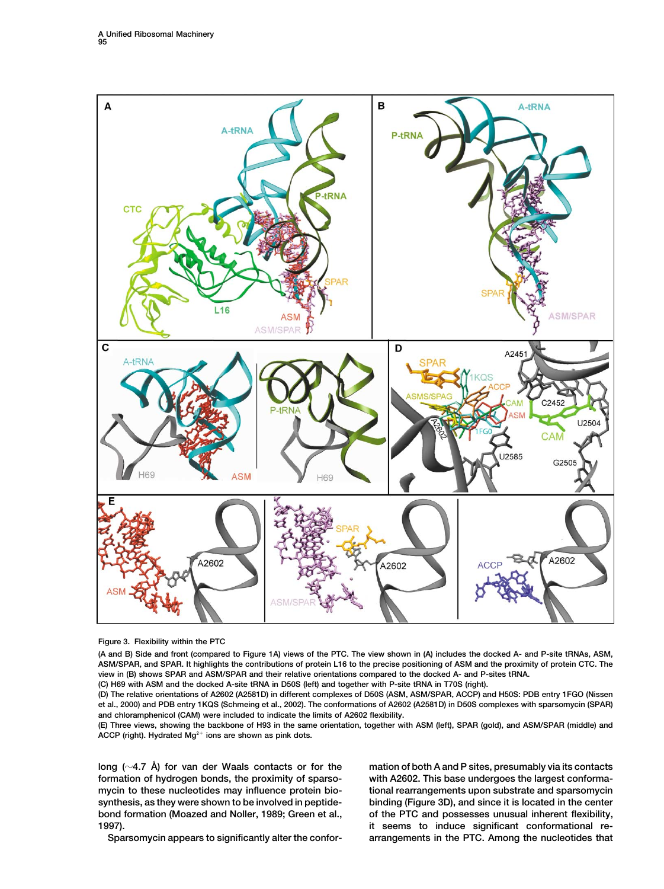Figure 3. Flexibility within the PTC

(A and B) Side and front (compared to Figure 1A) views of the PTC. The view shown in (A) includes the docked A- and P-site tRNAs, ASM, ASM/SPAR, and SPAR. It highlights the contributions of protein L16 to the precise positioning of ASM and the proximity of protein CTC. The view in (B) shows SPAR and ASM/SPAR and their relative orientations compared to the docked A- and P-sites tRNA.

(C) H69 with ASM and the docked A-site tRNA in D50S (left) and together with P-site tRNA in T70S (right).

(D) The relative orientations of A2602 (A2581D) in different complexes of D50S (ASM, ASM/SPAR, ACCP) and H50S: PDB entry 1FGO (Nissen et al., 2000) and PDB entry 1KQS (Schmeing et al., 2002). The conformations of A2602 (A2581D) in D50S complexes with sparsomycin (SPAR) and chloramphenicol (CAM) were included to indicate the limits of A2602 flexibility.

(E) Three views, showing the backbone of H93 in the same orientation, together with ASM (left), SPAR (gold), and ASM/SPAR (middle) and ACCP (right). Hydrated $Mg^{2+}$ ions are shown as pink dots.

long (~4.7 Å) for van der Waals contacts or for the formation of hydrogen bonds, the proximity of sparsomycin to these nucleotides may influence protein biosynthesis, as they were shown to be involved in peptide-bond formation (Moazed and Noller, 1989; Green et al., 1997).

Sparsomycin appears to significantly alter the conformation of both A and P sites, presumably via its contacts with A2602. This base undergoes the largest conformational rearrangements upon substrate and sparsomycin binding (Figure 3D), and since it is located in the center of the PTC and possesses unusual inherent flexibility, it seems to induce significant conformational rearrangements in the PTC. Among the nucleotides that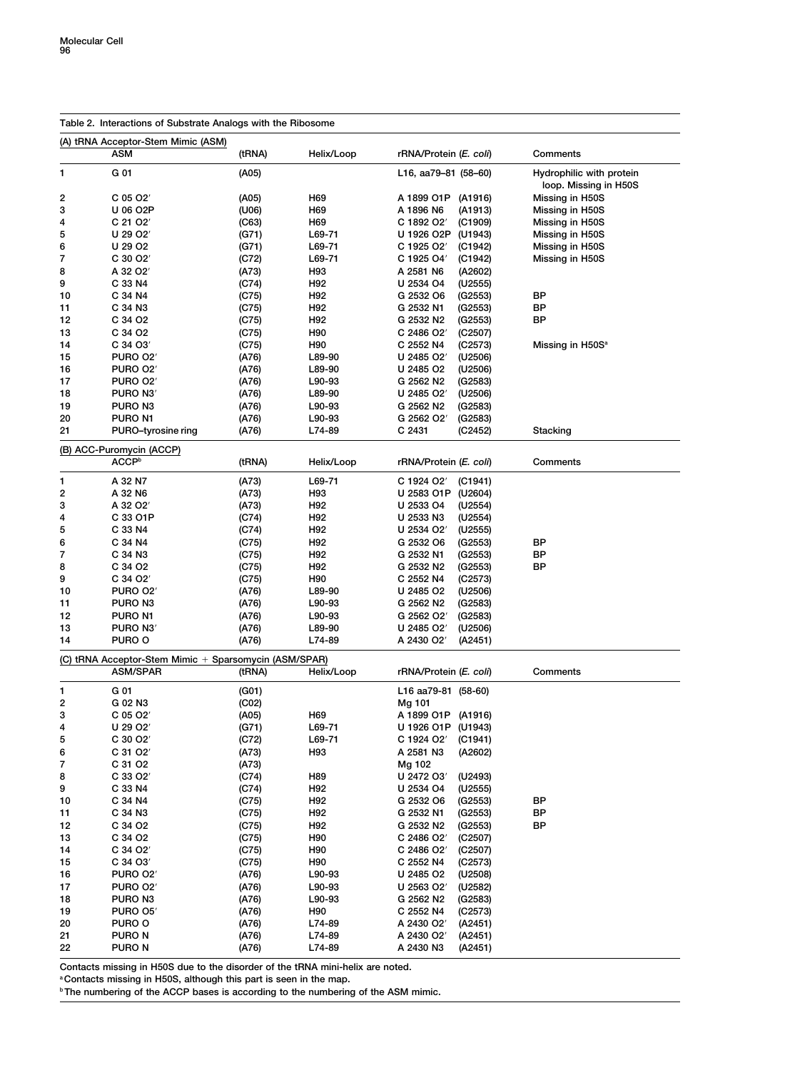Table 2. Interactions of Substrate Analogs with the Ribosome

(A) tRNA Acceptor-Stem Mimic (ASM)

| | ASM | (tRNA) | Helix/Loop | rRNA/Protein (*E. coli*) | Comments |
|---|---|---|---|---|---|
| 1 | G 01 | (A05) | | L16, aa79–81 (58–60) | Hydrophilic with protein loop. Missing in H50S |
| 2 | C 05 O2′ | (A05) | H69 | A 1899 O1P (A1916) | Missing in H50S |
| 3 | U 06 O2P | (U06) | H69 | A 1896 N6 (A1913) | Missing in H50S |
| 4 | C 21 O2′ | (C63) | H69 | C 1892 O2′ (C1909) | Missing in H50S |
| 5 | U 29 O2′ | (G71) | L69-71 | U 1926 O2P (U1943) | Missing in H50S |
| 6 | U 29 O2 | (G71) | L69-71 | C 1925 O2′ (C1942) | Missing in H50S |
| 7 | C 30 O2′ | (C72) | L69-71 | C 1925 O4′ (C1942) | Missing in H50S |
| 8 | A 32 O2′ | (A73) | H93 | A 2581 N6 (A2602) | |
| 9 | C 33 N4 | (C74) | H92 | U 2534 O4 (U2555) | |
| 10 | C 34 N4 | (C75) | H92 | G 2532 O6 (G2553) | BP |
| 11 | C 34 N3 | (C75) | H92 | G 2532 N1 (G2553) | BP |
| 12 | C 34 O2 | (C75) | H92 | G 2532 N2 (G2553) | BP |
| 13 | C 34 O2 | (C75) | H90 | C 2486 O2′ (C2507) | |
| 14 | C 34 O3′ | (C75) | H90 | C 2552 N4 (C2573) | Missing in H50S[a] |
| 15 | PURO O2′ | (A76) | L89-90 | U 2485 O2′ (U2506) | |
| 16 | PURO O2′ | (A76) | L89-90 | U 2485 O2 (U2506) | |
| 17 | PURO O2′ | (A76) | L90-93 | G 2562 N2 (G2583) | |
| 18 | PURO N3′ | (A76) | L89-90 | U 2485 O2′ (U2506) | |
| 19 | PURO N3 | (A76) | L90-93 | G 2562 N2 (G2583) | |
| 20 | PURO N1 | (A76) | L90-93 | G 2562 O2′ (G2583) | |
| 21 | PURO–tyrosine ring | (A76) | L74-89 | C 2431 (C2452) | Stacking |

(B) ACC-Puromycin (ACCP)

| | ACCP[b] | (tRNA) | Helix/Loop | rRNA/Protein (*E. coli*) | Comments |
|---|---|---|---|---|---|
| 1 | A 32 N7 | (A73) | L69-71 | C 1924 O2′ (C1941) | |
| 2 | A 32 N6 | (A73) | H93 | U 2583 O1P (U2604) | |
| 3 | A 32 O2′ | (A73) | H92 | U 2533 O4 (U2554) | |
| 4 | C 33 O1P | (C74) | H92 | U 2533 N3 (U2554) | |
| 5 | C 33 N4 | (C74) | H92 | U 2534 O2′ (U2555) | |
| 6 | C 34 N4 | (C75) | H92 | G 2532 O6 (G2553) | BP |
| 7 | C 34 N3 | (C75) | H92 | G 2532 N1 (G2553) | BP |
| 8 | C 34 O2 | (C75) | H92 | G 2532 N2 (G2553) | BP |
| 9 | C 34 O2′ | (C75) | H90 | C 2552 N4 (C2573) | |
| 10 | PURO O2′ | (A76) | L89-90 | U 2485 O2 (U2506) | |
| 11 | PURO N3 | (A76) | L90-93 | G 2562 N2 (G2583) | |
| 12 | PURO N1 | (A76) | L90-93 | G 2562 O2′ (G2583) | |
| 13 | PURO N3′ | (A76) | L89-90 | U 2485 O2′ (U2506) | |
| 14 | PURO O | (A76) | L74-89 | A 2430 O2′ (A2451) | |

(C) tRNA Acceptor-Stem Mimic + Sparsomycin (ASM/SPAR)

| | ASM/SPAR | (tRNA) | Helix/Loop | rRNA/Protein (*E. coli*) | Comments |
|---|---|---|---|---|---|
| 1 | G 01 | (G01) | | L16 aa79-81 (58-60) | |
| 2 | G 02 N3 | (C02) | | Mg 101 | |
| 3 | C 05 O2′ | (A05) | H69 | A 1899 O1P (A1916) | |
| 4 | U 29 O2′ | (G71) | L69-71 | U 1926 O1P (U1943) | |
| 5 | C 30 O2′ | (C72) | L69-71 | C 1924 O2′ (C1941) | |
| 6 | C 31 O2′ | (A73) | H93 | A 2581 N3 (A2602) | |
| 7 | C 31 O2 | (A73) | | Mg 102 | |
| 8 | C 33 O2′ | (C74) | H89 | U 2472 O3′ (U2493) | |
| 9 | C 33 N4 | (C74) | H92 | U 2534 O4 (U2555) | |
| 10 | C 34 N4 | (C75) | H92 | G 2532 O6 (G2553) | BP |
| 11 | C 34 N3 | (C75) | H92 | G 2532 N1 (G2553) | BP |
| 12 | C 34 O2 | (C75) | H92 | G 2532 N2 (G2553) | BP |
| 13 | C 34 O2 | (C75) | H90 | C 2486 O2′ (C2507) | |
| 14 | C 34 O2′ | (C75) | H90 | C 2486 O2′ (C2507) | |
| 15 | C 34 O3′ | (C75) | H90 | C 2552 N4 (C2573) | |
| 16 | PURO O2′ | (A76) | L90-93 | U 2485 O2 (U2508) | |
| 17 | PURO O2′ | (A76) | L90-93 | U 2563 O2′ (U2582) | |
| 18 | PURO N3 | (A76) | L90-93 | G 2562 N2 (G2583) | |
| 19 | PURO O5′ | (A76) | H90 | C 2552 N4 (C2573) | |
| 20 | PURO O | (A76) | L74-89 | A 2430 O2′ (A2451) | |
| 21 | PURO N | (A76) | L74-89 | A 2430 O2′ (A2451) | |
| 22 | PURO N | (A76) | L74-89 | A 2430 N3 (A2451) | |

Contacts missing in H50S due to the disorder of the tRNA mini-helix are noted.

[a] Contacts missing in H50S, although this part is seen in the map.

[b] The numbering of the ACCP bases is according to the numbering of the ASM mimic.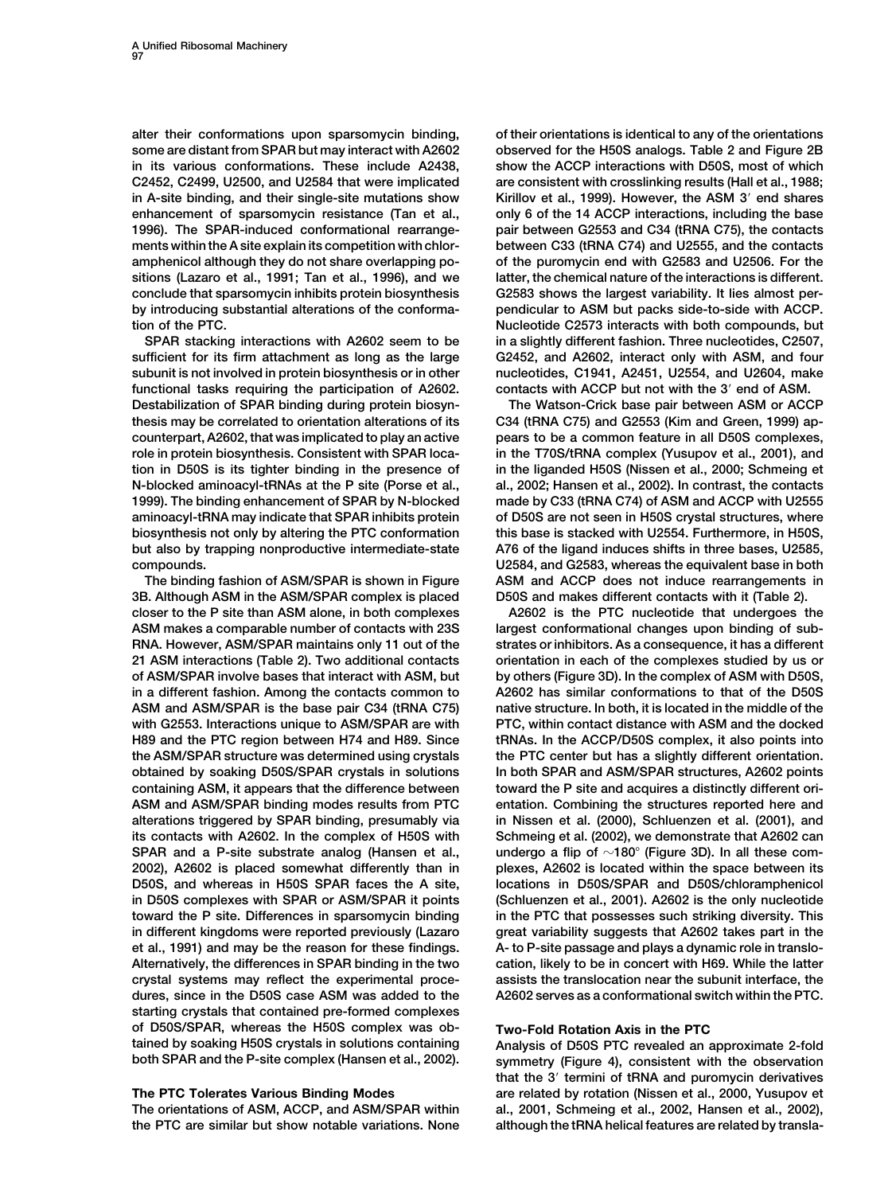alter their conformations upon sparsomycin binding, some are distant from SPAR but may interact with A2602 in its various conformations. These include A2438, C2452, C2499, U2500, and U2584 that were implicated in A-site binding, and their single-site mutations show enhancement of sparsomycin resistance (Tan et al., 1996). The SPAR-induced conformational rearrangements within the A site explain its competition with chloramphenicol although they do not share overlapping positions (Lazaro et al., 1991; Tan et al., 1996), and we conclude that sparsomycin inhibits protein biosynthesis by introducing substantial alterations of the conformation of the PTC.

SPAR stacking interactions with A2602 seem to be sufficient for its firm attachment as long as the large subunit is not involved in protein biosynthesis or in other functional tasks requiring the participation of A2602. Destabilization of SPAR binding during protein biosynthesis may be correlated to orientation alterations of its counterpart, A2602, that was implicated to play an active role in protein biosynthesis. Consistent with SPAR location in D50S is its tighter binding in the presence of N-blocked aminoacyl-tRNAs at the P site (Porse et al., 1999). The binding enhancement of SPAR by N-blocked aminoacyl-tRNA may indicate that SPAR inhibits protein biosynthesis not only by altering the PTC conformation but also by trapping nonproductive intermediate-state compounds.

The binding fashion of ASM/SPAR is shown in Figure 3B. Although ASM in the ASM/SPAR complex is placed closer to the P site than ASM alone, in both complexes ASM makes a comparable number of contacts with 23S RNA. However, ASM/SPAR maintains only 11 out of the 21 ASM interactions (Table 2). Two additional contacts of ASM/SPAR involve bases that interact with ASM, but in a different fashion. Among the contacts common to ASM and ASM/SPAR is the base pair C34 (tRNA C75) with G2553. Interactions unique to ASM/SPAR are with H89 and the PTC region between H74 and H89. Since the ASM/SPAR structure was determined using crystals obtained by soaking D50S/SPAR crystals in solutions containing ASM, it appears that the difference between ASM and ASM/SPAR binding modes results from PTC alterations triggered by SPAR binding, presumably via its contacts with A2602. In the complex of H50S with SPAR and a P-site substrate analog (Hansen et al., 2002), A2602 is placed somewhat differently than in D50S, and whereas in H50S SPAR faces the A site, in D50S complexes with SPAR or ASM/SPAR it points toward the P site. Differences in sparsomycin binding in different kingdoms were reported previously (Lazaro et al., 1991) and may be the reason for these findings. Alternatively, the differences in SPAR binding in the two crystal systems may reflect the experimental procedures, since in the D50S case ASM was added to the starting crystals that contained pre-formed complexes of D50S/SPAR, whereas the H50S complex was obtained by soaking H50S crystals in solutions containing both SPAR and the P-site complex (Hansen et al., 2002).

## The PTC Tolerates Various Binding Modes

The orientations of ASM, ACCP, and ASM/SPAR within the PTC are similar but show notable variations. None of their orientations is identical to any of the orientations observed for the H50S analogs. Table 2 and Figure 2B show the ACCP interactions with D50S, most of which are consistent with crosslinking results (Hall et al., 1988; Kirillov et al., 1999). However, the ASM 3′ end shares only 6 of the 14 ACCP interactions, including the base pair between G2553 and C34 (tRNA C75), the contacts between C33 (tRNA C74) and U2555, and the contacts of the puromycin end with G2583 and U2506. For the latter, the chemical nature of the interactions is different. G2583 shows the largest variability. It lies almost perpendicular to ASM but packs side-to-side with ACCP. Nucleotide C2573 interacts with both compounds, but in a slightly different fashion. Three nucleotides, C2507, G2452, and A2602, interact only with ASM, and four nucleotides, C1941, A2451, U2554, and U2604, make contacts with ACCP but not with the 3′ end of ASM.

The Watson-Crick base pair between ASM or ACCP C34 (tRNA C75) and G2553 (Kim and Green, 1999) appears to be a common feature in all D50S complexes, in the T70S/tRNA complex (Yusupov et al., 2001), and in the liganded H50S (Nissen et al., 2000; Schmeing et al., 2002; Hansen et al., 2002). In contrast, the contacts made by C33 (tRNA C74) of ASM and ACCP with U2555 of D50S are not seen in H50S crystal structures, where this base is stacked with U2554. Furthermore, in H50S, A76 of the ligand induces shifts in three bases, U2585, U2584, and G2583, whereas the equivalent base in both ASM and ACCP does not induce rearrangements in D50S and makes different contacts with it (Table 2).

A2602 is the PTC nucleotide that undergoes the largest conformational changes upon binding of substrates or inhibitors. As a consequence, it has a different orientation in each of the complexes studied by us or by others (Figure 3D). In the complex of ASM with D50S, A2602 has similar conformations to that of the D50S native structure. In both, it is located in the middle of the PTC, within contact distance with ASM and the docked tRNAs. In the ACCP/D50S complex, it also points into the PTC center but has a slightly different orientation. In both SPAR and ASM/SPAR structures, A2602 points toward the P site and acquires a distinctly different orientation. Combining the structures reported here and in Nissen et al. (2000), Schluenzen et al. (2001), and Schmeing et al. (2002), we demonstrate that A2602 can undergo a flip of ~180° (Figure 3D). In all these complexes, A2602 is located within the space between its locations in D50S/SPAR and D50S/chloramphenicol (Schluenzen et al., 2001). A2602 is the only nucleotide in the PTC that possesses such striking diversity. This great variability suggests that A2602 takes part in the A- to P-site passage and plays a dynamic role in translocation, likely to be in concert with H69. While the latter assists the translocation near the subunit interface, the A2602 serves as a conformational switch within the PTC.

## Two-Fold Rotation Axis in the PTC

Analysis of D50S PTC revealed an approximate 2-fold symmetry (Figure 4), consistent with the observation that the 3′ termini of tRNA and puromycin derivatives are related by rotation (Nissen et al., 2000, Yusupov et al., 2001, Schmeing et al., 2002, Hansen et al., 2002), although the tRNA helical features are related by transla-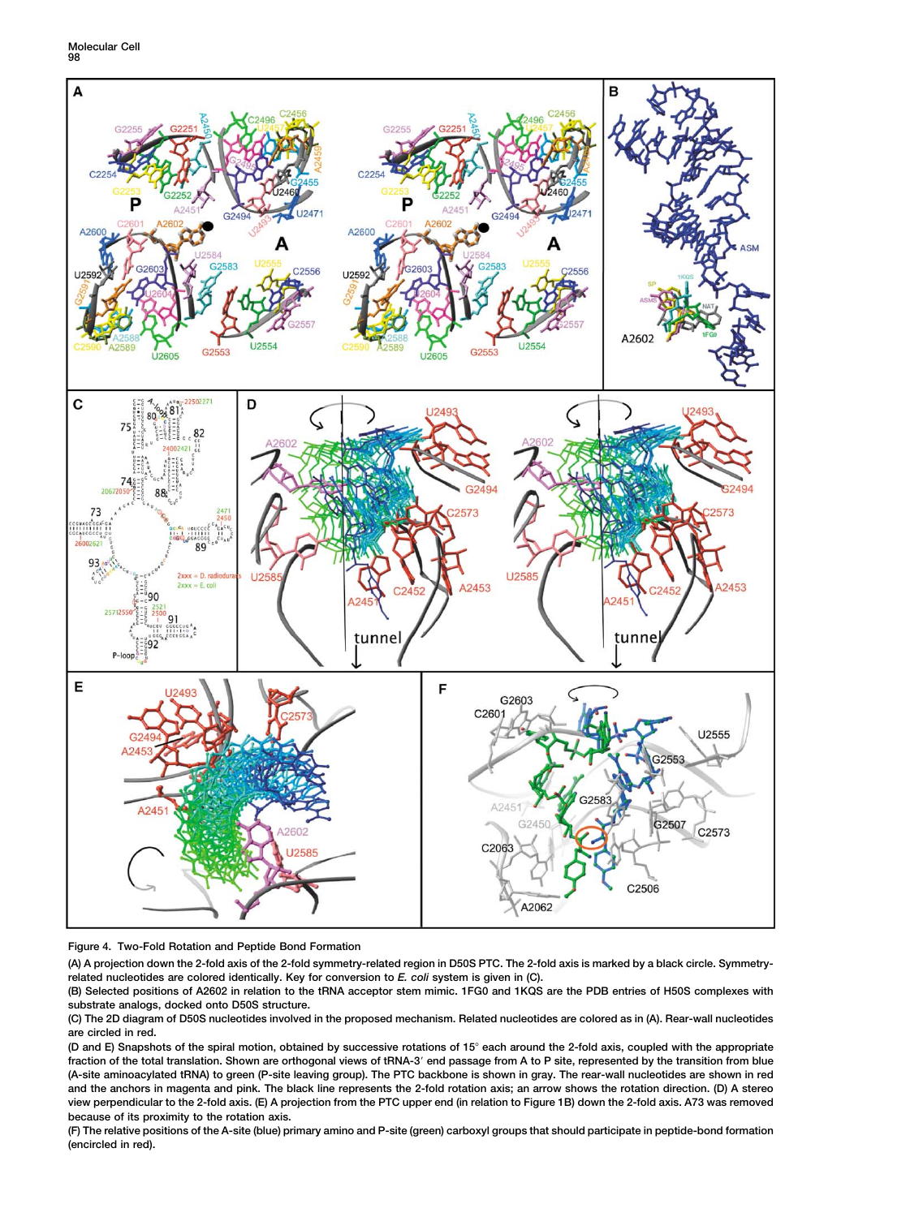Figure 4. Two-Fold Rotation and Peptide Bond Formation

(A) A projection down the 2-fold axis of the 2-fold symmetry-related region in D50S PTC. The 2-fold axis is marked by a black circle. Symmetry-related nucleotides are colored identically. Key for conversion to *E. coli* system is given in (C).

(B) Selected positions of A2602 in relation to the tRNA acceptor stem mimic. 1FG0 and 1KQS are the PDB entries of H50S complexes with substrate analogs, docked onto D50S structure.

(C) The 2D diagram of D50S nucleotides involved in the proposed mechanism. Related nucleotides are colored as in (A). Rear-wall nucleotides are circled in red.

(D and E) Snapshots of the spiral motion, obtained by successive rotations of 15° each around the 2-fold axis, coupled with the appropriate fraction of the total translation. Shown are orthogonal views of tRNA-3′ end passage from A to P site, represented by the transition from blue (A-site aminoacylated tRNA) to green (P-site leaving group). The PTC backbone is shown in gray. The rear-wall nucleotides are shown in red and the anchors in magenta and pink. The black line represents the 2-fold rotation axis; an arrow shows the rotation direction. (D) A stereo view perpendicular to the 2-fold axis. (E) A projection from the PTC upper end (in relation to Figure 1B) down the 2-fold axis. A73 was removed because of its proximity to the rotation axis.

(F) The relative positions of the A-site (blue) primary amino and P-site (green) carboxyl groups that should participate in peptide-bond formation (encircled in red).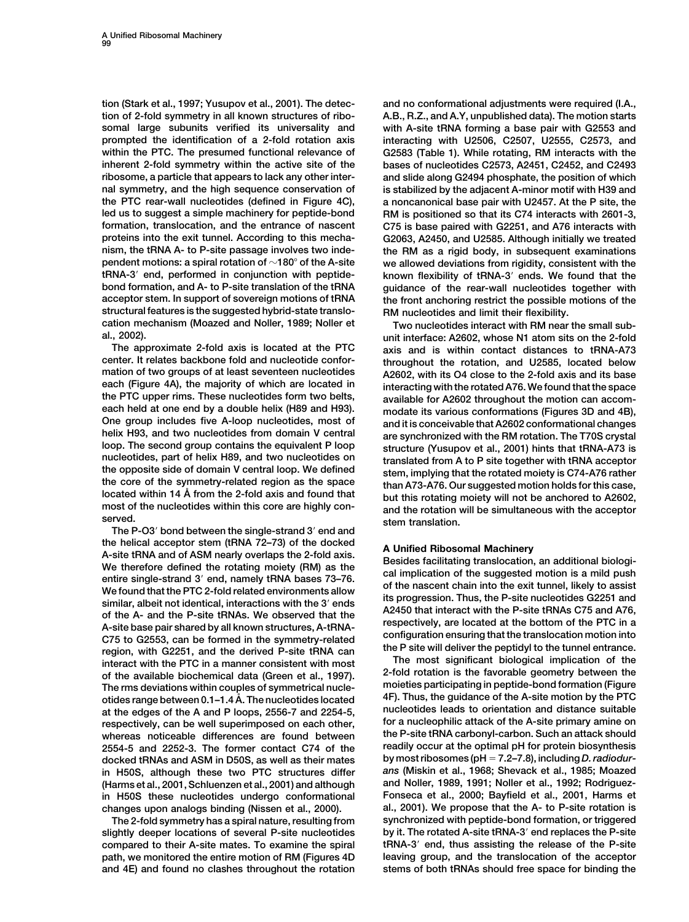tion (Stark et al., 1997; Yusupov et al., 2001). The detection of 2-fold symmetry in all known structures of ribosomal large subunits verified its universality and prompted the identification of a 2-fold rotation axis within the PTC. The presumed functional relevance of inherent 2-fold symmetry within the active site of the ribosome, a particle that appears to lack any other internal symmetry, and the high sequence conservation of the PTC rear-wall nucleotides (defined in Figure 4C), led us to suggest a simple machinery for peptide-bond formation, translocation, and the entrance of nascent proteins into the exit tunnel. According to this mechanism, the tRNA A- to P-site passage involves two independent motions: a spiral rotation of ~180° of the A-site tRNA-3′ end, performed in conjunction with peptide-bond formation, and A- to P-site translation of the tRNA acceptor stem. In support of sovereign motions of tRNA structural features is the suggested hybrid-state translocation mechanism (Moazed and Noller, 1989; Noller et al., 2002).

The approximate 2-fold axis is located at the PTC center. It relates backbone fold and nucleotide conformation of two groups of at least seventeen nucleotides each (Figure 4A), the majority of which are located in the PTC upper rims. These nucleotides form two belts, each held at one end by a double helix (H89 and H93). One group includes five A-loop nucleotides, most of helix H93, and two nucleotides from domain V central loop. The second group contains the equivalent P loop nucleotides, part of helix H89, and two nucleotides on the opposite side of domain V central loop. We defined the core of the symmetry-related region as the space located within 14 Å from the 2-fold axis and found that most of the nucleotides within this core are highly conserved.

The P-O3′ bond between the single-strand 3′ end and the helical acceptor stem (tRNA 72–73) of the docked A-site tRNA and of ASM nearly overlaps the 2-fold axis. We therefore defined the rotating moiety (RM) as the entire single-strand 3′ end, namely tRNA bases 73–76. We found that the PTC 2-fold related environments allow similar, albeit not identical, interactions with the 3′ ends of the A- and the P-site tRNAs. We observed that the A-site base pair shared by all known structures, A-tRNA-C75 to G2553, can be formed in the symmetry-related region, with G2251, and the derived P-site tRNA can interact with the PTC in a manner consistent with most of the available biochemical data (Green et al., 1997). The rms deviations within couples of symmetrical nucleotides range between 0.1–1.4 Å. The nucleotides located at the edges of the A and P loops, 2556-7 and 2254-5, respectively, can be well superimposed on each other, whereas noticeable differences are found between 2554-5 and 2252-3. The former contact C74 of the docked tRNAs and ASM in D50S, as well as their mates in H50S, although these two PTC structures differ (Harms et al., 2001, Schluenzen et al., 2001) and although in H50S these nucleotides undergo conformational changes upon analogs binding (Nissen et al., 2000).

The 2-fold symmetry has a spiral nature, resulting from slightly deeper locations of several P-site nucleotides compared to their A-site mates. To examine the spiral path, we monitored the entire motion of RM (Figures 4D and 4E) and found no clashes throughout the rotation and no conformational adjustments were required (I.A., A.B., R.Z., and A.Y, unpublished data). The motion starts with A-site tRNA forming a base pair with G2553 and interacting with U2506, C2507, U2555, C2573, and G2583 (Table 1). While rotating, RM interacts with the bases of nucleotides C2573, A2451, C2452, and C2493 and slide along G2494 phosphate, the position of which is stabilized by the adjacent A-minor motif with H39 and a noncanonical base pair with U2457. At the P site, the RM is positioned so that its C74 interacts with 2601-3, C75 is base paired with G2251, and A76 interacts with G2063, A2450, and U2585. Although initially we treated the RM as a rigid body, in subsequent examinations we allowed deviations from rigidity, consistent with the known flexibility of tRNA-3′ ends. We found that the guidance of the rear-wall nucleotides together with the front anchoring restrict the possible motions of the RM nucleotides and limit their flexibility.

Two nucleotides interact with RM near the small subunit interface: A2602, whose N1 atom sits on the 2-fold axis and is within contact distances to tRNA-A73 throughout the rotation, and U2585, located below A2602, with its O4 close to the 2-fold axis and its base interacting with the rotated A76. We found that the space available for A2602 throughout the motion can accommodate its various conformations (Figures 3D and 4B), and it is conceivable that A2602 conformational changes are synchronized with the RM rotation. The T70S crystal structure (Yusupov et al., 2001) hints that tRNA-A73 is translated from A to P site together with tRNA acceptor stem, implying that the rotated moiety is C74-A76 rather than A73-A76. Our suggested motion holds for this case, but this rotating moiety will not be anchored to A2602, and the rotation will be simultaneous with the acceptor stem translation.

## A Unified Ribosomal Machinery

Besides facilitating translocation, an additional biological implication of the suggested motion is a mild push of the nascent chain into the exit tunnel, likely to assist its progression. Thus, the P-site nucleotides G2251 and A2450 that interact with the P-site tRNAs C75 and A76, respectively, are located at the bottom of the PTC in a configuration ensuring that the translocation motion into the P site will deliver the peptidyl to the tunnel entrance.

The most significant biological implication of the 2-fold rotation is the favorable geometry between the moieties participating in peptide-bond formation (Figure 4F). Thus, the guidance of the A-site motion by the PTC nucleotides leads to orientation and distance suitable for a nucleophilic attack of the A-site primary amine on the P-site tRNA carbonyl-carbon. Such an attack should readily occur at the optimal pH for protein biosynthesis by most ribosomes (pH = 7.2–7.8), including *D. radiodurans* (Miskin et al., 1968; Shevack et al., 1985; Moazed and Noller, 1989, 1991; Noller et al., 1992; Rodriguez-Fonseca et al., 2000; Bayfield et al., 2001, Harms et al., 2001). We propose that the A- to P-site rotation is synchronized with peptide-bond formation, or triggered by it. The rotated A-site tRNA-3′ end replaces the P-site tRNA-3′ end, thus assisting the release of the P-site leaving group, and the translocation of the acceptor stems of both tRNAs should free space for binding the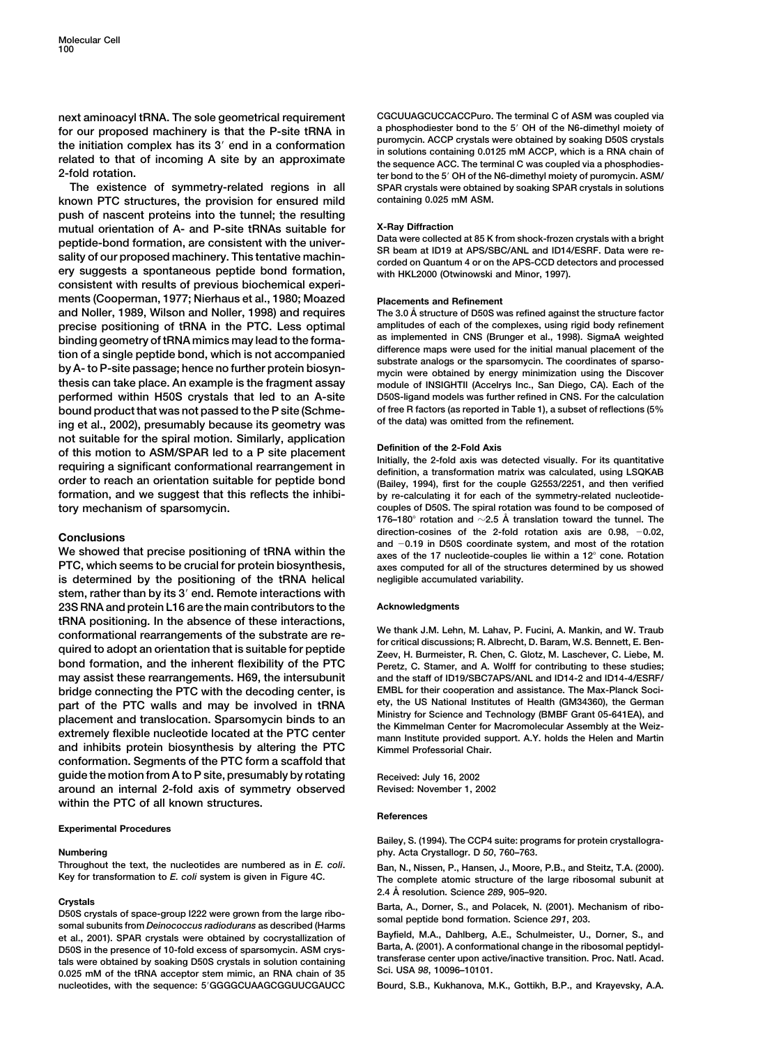next aminoacyl tRNA. The sole geometrical requirement for our proposed machinery is that the P-site tRNA in the initiation complex has its 3′ end in a conformation related to that of incoming A site by an approximate 2-fold rotation.

The existence of symmetry-related regions in all known PTC structures, the provision for ensured mild push of nascent proteins into the tunnel; the resulting mutual orientation of A- and P-site tRNAs suitable for peptide-bond formation, are consistent with the universality of our proposed machinery. This tentative machinery suggests a spontaneous peptide bond formation, consistent with results of previous biochemical experiments (Cooperman, 1977; Nierhaus et al., 1980; Moazed and Noller, 1989, Wilson and Noller, 1998) and requires precise positioning of tRNA in the PTC. Less optimal binding geometry of tRNA mimics may lead to the formation of a single peptide bond, which is not accompanied by A- to P-site passage; hence no further protein biosynthesis can take place. An example is the fragment assay performed within H50S crystals that led to an A-site bound product that was not passed to the P site (Schmeing et al., 2002), presumably because its geometry was not suitable for the spiral motion. Similarly, application of this motion to ASM/SPAR led to a P site placement requiring a significant conformational rearrangement in order to reach an orientation suitable for peptide bond formation, and we suggest that this reflects the inhibitory mechanism of sparsomycin.

## Conclusions

We showed that precise positioning of tRNA within the PTC, which seems to be crucial for protein biosynthesis, is determined by the positioning of the tRNA helical stem, rather than by its 3′ end. Remote interactions with 23S RNA and protein L16 are the main contributors to the tRNA positioning. In the absence of these interactions, conformational rearrangements of the substrate are required to adopt an orientation that is suitable for peptide bond formation, and the inherent flexibility of the PTC may assist these rearrangements. H69, the intersubunit bridge connecting the PTC with the decoding center, is part of the PTC walls and may be involved in tRNA placement and translocation. Sparsomycin binds to an extremely flexible nucleotide located at the PTC center and inhibits protein biosynthesis by altering the PTC conformation. Segments of the PTC form a scaffold that guide the motion from A to P site, presumably by rotating around an internal 2-fold axis of symmetry observed within the PTC of all known structures.

## Experimental Procedures

### Numbering

Throughout the text, the nucleotides are numbered as in *E. coli*. Key for transformation to *E. coli* system is given in Figure 4C.

### Crystals

D50S crystals of space-group I222 were grown from the large ribosomal subunits from *Deinococcus radiodurans* as described (Harms et al., 2001). SPAR crystals were obtained by cocrystallization of D50S in the presence of 10-fold excess of sparsomycin. ASM crystals were obtained by soaking D50S crystals in solution containing 0.025 mM of the tRNA acceptor stem mimic, an RNA chain of 35 nucleotides, with the sequence: 5′GGGGCUAAGCGGUUCGAUCC CGCUUAGCUCCACCPuro. The terminal C of ASM was coupled via a phosphodiester bond to the 5′ OH of the N6-dimethyl moiety of puromycin. ACCP crystals were obtained by soaking D50S crystals in solutions containing 0.0125 mM ACCP, which is a RNA chain of the sequence ACC. The terminal C was coupled via a phosphodiester bond to the 5′ OH of the N6-dimethyl moiety of puromycin. ASM/SPAR crystals were obtained by soaking SPAR crystals in solutions containing 0.025 mM ASM.

### X-Ray Diffraction

Data were collected at 85 K from shock-frozen crystals with a bright SR beam at ID19 at APS/SBC/ANL and ID14/ESRF. Data were recorded on Quantum 4 or on the APS-CCD detectors and processed with HKL2000 (Otwinowski and Minor, 1997).

### Placements and Refinement

The 3.0 Å structure of D50S was refined against the structure factor amplitudes of each of the complexes, using rigid body refinement as implemented in CNS (Brunger et al., 1998). SigmaA weighted difference maps were used for the initial manual placement of the substrate analogs or the sparsomycin. The coordinates of sparsomycin were obtained by energy minimization using the Discover module of INSIGHTII (Accelrys Inc., San Diego, CA). Each of the D50S-ligand models was further refined in CNS. For the calculation of free R factors (as reported in Table 1), a subset of reflections (5% of the data) was omitted from the refinement.

### Definition of the 2-Fold Axis

Initially, the 2-fold axis was detected visually. For its quantitative definition, a transformation matrix was calculated, using LSQKAB (Bailey, 1994), first for the couple G2553/2251, and then verified by re-calculating it for each of the symmetry-related nucleotide-couples of D50S. The spiral rotation was found to be composed of 176–180° rotation and ~2.5 Å translation toward the tunnel. The direction-cosines of the 2-fold rotation axis are 0.98, −0.02, and −0.19 in D50S coordinate system, and most of the rotation axes of the 17 nucleotide-couples lie within a 12° cone. Rotation axes computed for all of the structures determined by us showed negligible accumulated variability.

## Acknowledgments

We thank J.M. Lehn, M. Lahav, P. Fucini, A. Mankin, and W. Traub for critical discussions; R. Albrecht, D. Baram, W.S. Bennett, E. Ben-Zeev, H. Burmeister, R. Chen, C. Glotz, M. Laschever, C. Liebe, M. Peretz, C. Stamer, and A. Wolff for contributing to these studies; and the staff of ID19/SBC7APS/ANL and ID14-2 and ID14-4/ESRF/EMBL for their cooperation and assistance. The Max-Planck Society, the US National Institutes of Health (GM34360), the German Ministry for Science and Technology (BMBF Grant 05-641EA), and the Kimmelman Center for Macromolecular Assembly at the Weizmann Institute provided support. A.Y. holds the Helen and Martin Kimmel Professorial Chair.

Received: July 16, 2002
Revised: November 1, 2002

## References

Bailey, S. (1994). The CCP4 suite: programs for protein crystallography. Acta Crystallogr. D *50*, 760–763.

Ban, N., Nissen, P., Hansen, J., Moore, P.B., and Steitz, T.A. (2000). The complete atomic structure of the large ribosomal subunit at 2.4 Å resolution. Science *289*, 905–920.

Barta, A., Dorner, S., and Polacek, N. (2001). Mechanism of ribosomal peptide bond formation. Science *291*, 203.

Bayfield, M.A., Dahlberg, A.E., Schulmeister, U., Dorner, S., and Barta, A. (2001). A conformational change in the ribosomal peptidyltransferase center upon active/inactive transition. Proc. Natl. Acad. Sci. USA *98*, 10096–10101.

Bourd, S.B., Kukhanova, M.K., Gottikh, B.P., and Krayevsky, A.A.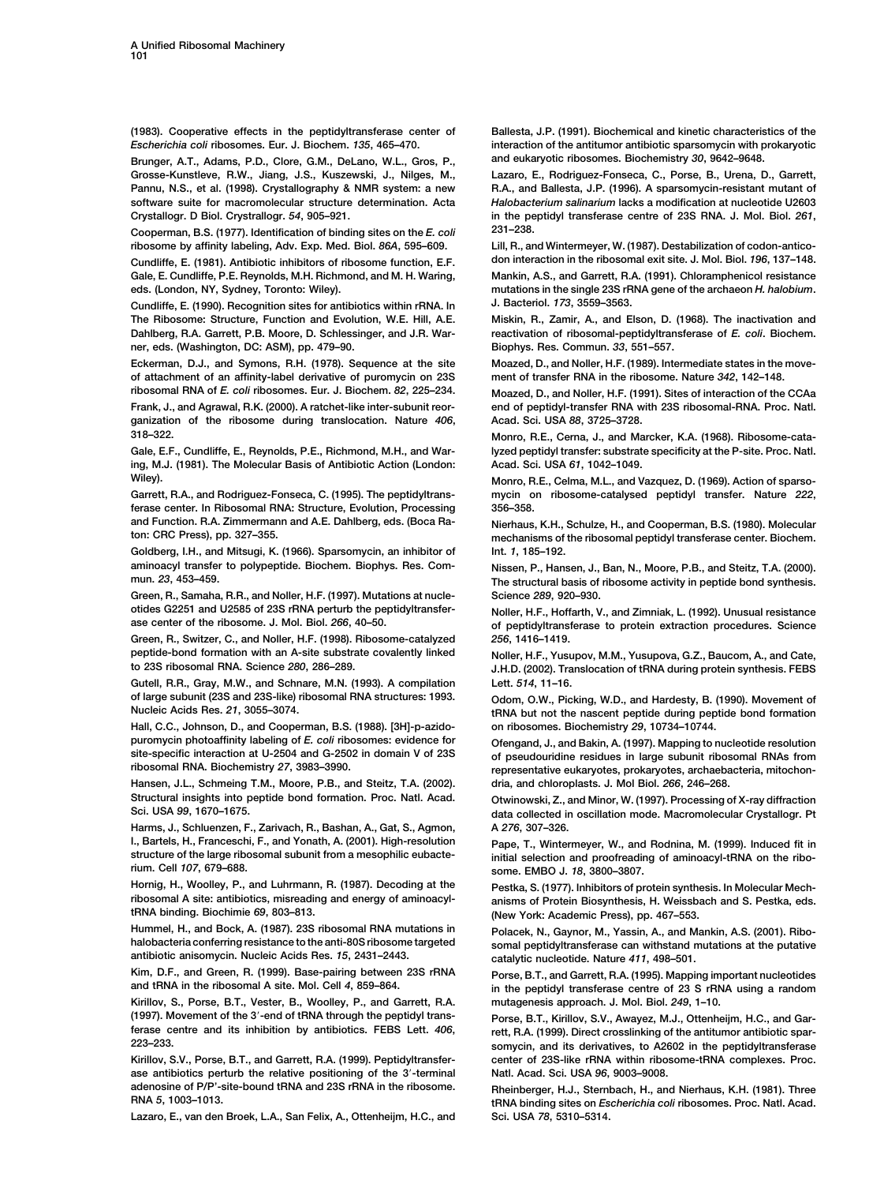(1983). Cooperative effects in the peptidyltransferase center of *Escherichia coli* ribosomes. Eur. J. Biochem. *135*, 465–470.

Brunger, A.T., Adams, P.D., Clore, G.M., DeLano, W.L., Gros, P., Grosse-Kunstleve, R.W., Jiang, J.S., Kuszewski, J., Nilges, M., Pannu, N.S., et al. (1998). Crystallography & NMR system: a new software suite for macromolecular structure determination. Acta Crystallogr. D Biol. Crystallogr. *54*, 905–921.

Cooperman, B.S. (1977). Identification of binding sites on the *E. coli* ribosome by affinity labeling, Adv. Exp. Med. Biol. *86A*, 595–609.

Cundliffe, E. (1981). Antibiotic inhibitors of ribosome function, E.F. Gale, E. Cundliffe, P.E. Reynolds, M.H. Richmond, and M. H. Waring, eds. (London, NY, Sydney, Toronto: Wiley).

Cundliffe, E. (1990). Recognition sites for antibiotics within rRNA. In The Ribosome: Structure, Function and Evolution, W.E. Hill, A.E. Dahlberg, R.A. Garrett, P.B. Moore, D. Schlessinger, and J.R. Warner, eds. (Washington, DC: ASM), pp. 479–90.

Eckerman, D.J., and Symons, R.H. (1978). Sequence at the site of attachment of an affinity-label derivative of puromycin on 23S ribosomal RNA of *E. coli* ribosomes. Eur. J. Biochem. *82*, 225–234.

Frank, J., and Agrawal, R.K. (2000). A ratchet-like inter-subunit reorganization of the ribosome during translocation. Nature *406*, 318–322.

Gale, E.F., Cundliffe, E., Reynolds, P.E., Richmond, M.H., and Waring, M.J. (1981). The Molecular Basis of Antibiotic Action (London: Wiley).

Garrett, R.A., and Rodriguez-Fonseca, C. (1995). The peptidyltransferase center. In Ribosomal RNA: Structure, Evolution, Processing and Function. R.A. Zimmermann and A.E. Dahlberg, eds. (Boca Raton: CRC Press), pp. 327–355.

Goldberg, I.H., and Mitsugi, K. (1966). Sparsomycin, an inhibitor of aminoacyl transfer to polypeptide. Biochem. Biophys. Res. Commun. *23*, 453–459.

Green, R., Samaha, R.R., and Noller, H.F. (1997). Mutations at nucleotides G2251 and U2585 of 23S rRNA perturb the peptidyltransferase center of the ribosome. J. Mol. Biol. *266*, 40–50.

Green, R., Switzer, C., and Noller, H.F. (1998). Ribosome-catalyzed peptide-bond formation with an A-site substrate covalently linked to 23S ribosomal RNA. Science *280*, 286–289.

Gutell, R.R., Gray, M.W., and Schnare, M.N. (1993). A compilation of large subunit (23S and 23S-like) ribosomal RNA structures: 1993. Nucleic Acids Res. *21*, 3055–3074.

Hall, C.C., Johnson, D., and Cooperman, B.S. (1988). [3H]-p-azidopuromycin photoaffinity labeling of *E. coli* ribosomes: evidence for site-specific interaction at U-2504 and G-2502 in domain V of 23S ribosomal RNA. Biochemistry *27*, 3983–3990.

Hansen, J.L., Schmeing T.M., Moore, P.B., and Steitz, T.A. (2002). Structural insights into peptide bond formation. Proc. Natl. Acad. Sci. USA *99*, 1670–1675.

Harms, J., Schluenzen, F., Zarivach, R., Bashan, A., Gat, S., Agmon, I., Bartels, H., Franceschi, F., and Yonath, A. (2001). High-resolution structure of the large ribosomal subunit from a mesophilic eubacterium. Cell *107*, 679–688.

Hornig, H., Woolley, P., and Luhrmann, R. (1987). Decoding at the ribosomal A site: antibiotics, misreading and energy of aminoacyl-tRNA binding. Biochimie *69*, 803–813.

Hummel, H., and Bock, A. (1987). 23S ribosomal RNA mutations in halobacteria conferring resistance to the anti-80S ribosome targeted antibiotic anisomycin. Nucleic Acids Res. *15*, 2431–2443.

Kim, D.F., and Green, R. (1999). Base-pairing between 23S rRNA and tRNA in the ribosomal A site. Mol. Cell *4*, 859–864.

Kirillov, S., Porse, B.T., Vester, B., Woolley, P., and Garrett, R.A. (1997). Movement of the 3′-end of tRNA through the peptidyl transferase centre and its inhibition by antibiotics. FEBS Lett. *406*, 223–233.

Kirillov, S.V., Porse, B.T., and Garrett, R.A. (1999). Peptidyltransferase antibiotics perturb the relative positioning of the 3′-terminal adenosine of P/P′-site-bound tRNA and 23S rRNA in the ribosome. RNA *5*, 1003–1013.

Lazaro, E., van den Broek, L.A., San Felix, A., Ottenheijm, H.C., and Ballesta, J.P. (1991). Biochemical and kinetic characteristics of the interaction of the antitumor antibiotic sparsomycin with prokaryotic and eukaryotic ribosomes. Biochemistry *30*, 9642–9648.

Lazaro, E., Rodriguez-Fonseca, C., Porse, B., Urena, D., Garrett, R.A., and Ballesta, J.P. (1996). A sparsomycin-resistant mutant of *Halobacterium salinarium* lacks a modification at nucleotide U2603 in the peptidyl transferase centre of 23S RNA. J. Mol. Biol. *261*, 231–238.

Lill, R., and Wintermeyer, W. (1987). Destabilization of codon-anticodon interaction in the ribosomal exit site. J. Mol. Biol. *196*, 137–148.

Mankin, A.S., and Garrett, R.A. (1991). Chloramphenicol resistance mutations in the single 23S rRNA gene of the archaeon *H. halobium*. J. Bacteriol. *173*, 3559–3563.

Miskin, R., Zamir, A., and Elson, D. (1968). The inactivation and reactivation of ribosomal-peptidyltransferase of *E. coli*. Biochem. Biophys. Res. Commun. *33*, 551–557.

Moazed, D., and Noller, H.F. (1989). Intermediate states in the movement of transfer RNA in the ribosome. Nature *342*, 142–148.

Moazed, D., and Noller, H.F. (1991). Sites of interaction of the CCAa end of peptidyl-transfer RNA with 23S ribosomal-RNA. Proc. Natl. Acad. Sci. USA *88*, 3725–3728.

Monro, R.E., Cerna, J., and Marcker, K.A. (1968). Ribosome-catalyzed peptidyl transfer: substrate specificity at the P-site. Proc. Natl. Acad. Sci. USA *61*, 1042–1049.

Monro, R.E., Celma, M.L., and Vazquez, D. (1969). Action of sparsomycin on ribosome-catalysed peptidyl transfer. Nature *222*, 356–358.

Nierhaus, K.H., Schulze, H., and Cooperman, B.S. (1980). Molecular mechanisms of the ribosomal peptidyl transferase center. Biochem. Int. *1*, 185–192.

Nissen, P., Hansen, J., Ban, N., Moore, P.B., and Steitz, T.A. (2000). The structural basis of ribosome activity in peptide bond synthesis. Science *289*, 920–930.

Noller, H.F., Hoffarth, V., and Zimniak, L. (1992). Unusual resistance of peptidyltransferase to protein extraction procedures. Science *256*, 1416–1419.

Noller, H.F., Yusupov, M.M., Yusupova, G.Z., Baucom, A., and Cate, J.H.D. (2002). Translocation of tRNA during protein synthesis. FEBS Lett. *514*, 11–16.

Odom, O.W., Picking, W.D., and Hardesty, B. (1990). Movement of tRNA but not the nascent peptide during peptide bond formation on ribosomes. Biochemistry *29*, 10734–10744.

Ofengand, J., and Bakin, A. (1997). Mapping to nucleotide resolution of pseudouridine residues in large subunit ribosomal RNAs from representative eukaryotes, prokaryotes, archaebacteria, mitochondria, and chloroplasts. J. Mol Biol. *266*, 246–268.

Otwinowski, Z., and Minor, W. (1997). Processing of X-ray diffraction data collected in oscillation mode. Macromolecular Crystallogr. Pt A *276*, 307–326.

Pape, T., Wintermeyer, W., and Rodnina, M. (1999). Induced fit in initial selection and proofreading of aminoacyl-tRNA on the ribosome. EMBO J. *18*, 3800–3807.

Pestka, S. (1977). Inhibitors of protein synthesis. In Molecular Mechanisms of Protein Biosynthesis, H. Weissbach and S. Pestka, eds. (New York: Academic Press), pp. 467–553.

Polacek, N., Gaynor, M., Yassin, A., and Mankin, A.S. (2001). Ribosomal peptidyltransferase can withstand mutations at the putative catalytic nucleotide. Nature *411*, 498–501.

Porse, B.T., and Garrett, R.A. (1995). Mapping important nucleotides in the peptidyl transferase centre of 23 S rRNA using a random mutagenesis approach. J. Mol. Biol. *249*, 1–10.

Porse, B.T., Kirillov, S.V., Awayez, M.J., Ottenheijm, H.C., and Garrett, R.A. (1999). Direct crosslinking of the antitumor antibiotic sparsomycin, and its derivatives, to A2602 in the peptidyltransferase center of 23S-like rRNA within ribosome-tRNA complexes. Proc. Natl. Acad. Sci. USA *96*, 9003–9008.

Rheinberger, H.J., Sternbach, H., and Nierhaus, K.H. (1981). Three tRNA binding sites on *Escherichia coli* ribosomes. Proc. Natl. Acad. Sci. USA *78*, 5310–5314.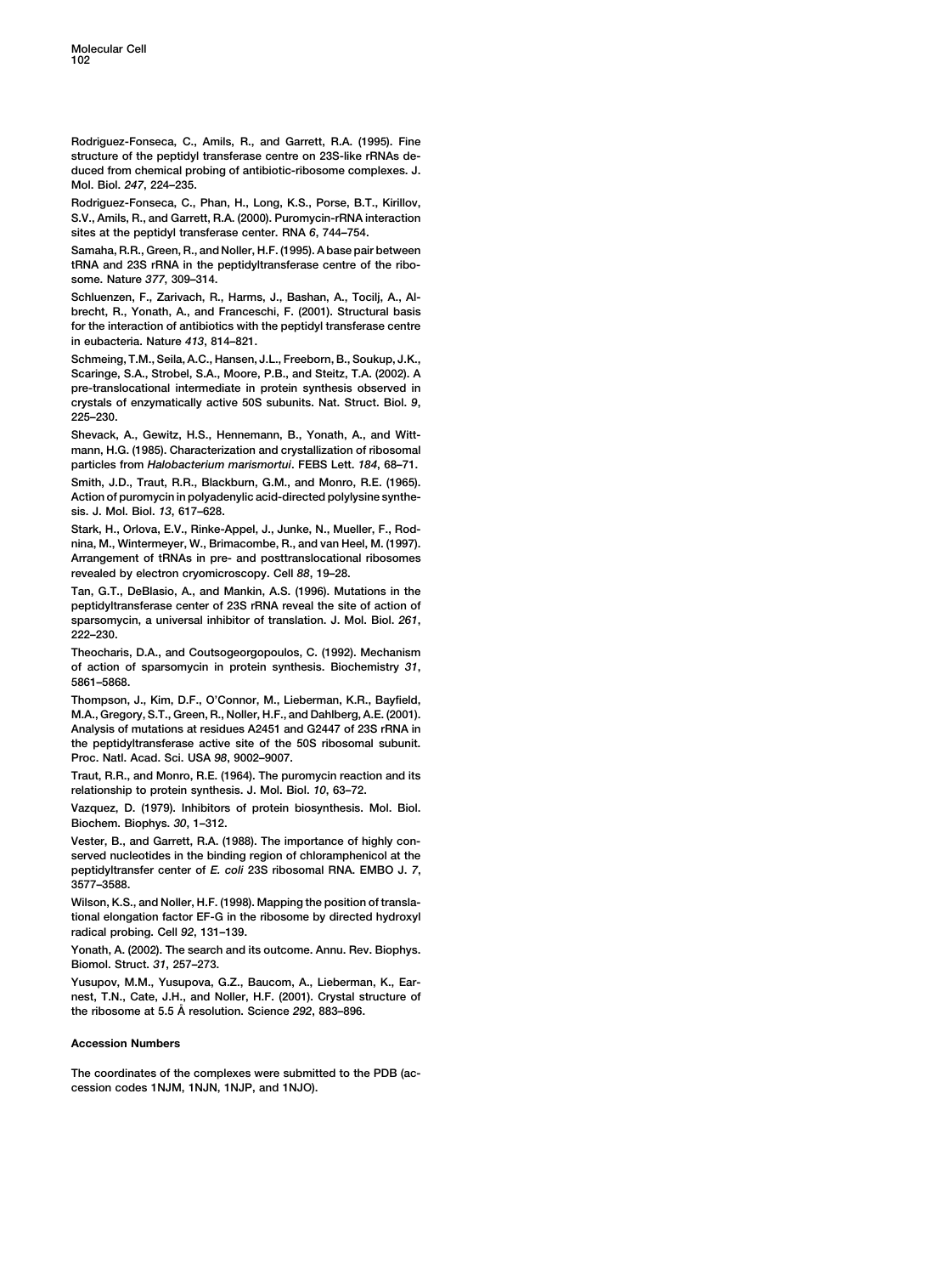Rodriguez-Fonseca, C., Amils, R., and Garrett, R.A. (1995). Fine structure of the peptidyl transferase centre on 23S-like rRNAs deduced from chemical probing of antibiotic-ribosome complexes. J. Mol. Biol. *247*, 224–235.

Rodriguez-Fonseca, C., Phan, H., Long, K.S., Porse, B.T., Kirillov, S.V., Amils, R., and Garrett, R.A. (2000). Puromycin-rRNA interaction sites at the peptidyl transferase center. RNA *6*, 744–754.

Samaha, R.R., Green, R., and Noller, H.F. (1995). A base pair between tRNA and 23S rRNA in the peptidyltransferase centre of the ribosome. Nature *377*, 309–314.

Schluenzen, F., Zarivach, R., Harms, J., Bashan, A., Tocilj, A., Albrecht, R., Yonath, A., and Franceschi, F. (2001). Structural basis for the interaction of antibiotics with the peptidyl transferase centre in eubacteria. Nature *413*, 814–821.

Schmeing, T.M., Seila, A.C., Hansen, J.L., Freeborn, B., Soukup, J.K., Scaringe, S.A., Strobel, S.A., Moore, P.B., and Steitz, T.A. (2002). A pre-translocational intermediate in protein synthesis observed in crystals of enzymatically active 50S subunits. Nat. Struct. Biol. *9*, 225–230.

Shevack, A., Gewitz, H.S., Hennemann, B., Yonath, A., and Wittmann, H.G. (1985). Characterization and crystallization of ribosomal particles from *Halobacterium marismortui*. FEBS Lett. *184*, 68–71.

Smith, J.D., Traut, R.R., Blackburn, G.M., and Monro, R.E. (1965). Action of puromycin in polyadenylic acid-directed polylysine synthesis. J. Mol. Biol. *13*, 617–628.

Stark, H., Orlova, E.V., Rinke-Appel, J., Junke, N., Mueller, F., Rodnina, M., Wintermeyer, W., Brimacombe, R., and van Heel, M. (1997). Arrangement of tRNAs in pre- and posttranslocational ribosomes revealed by electron cryomicroscopy. Cell *88*, 19–28.

Tan, G.T., DeBlasio, A., and Mankin, A.S. (1996). Mutations in the peptidyltransferase center of 23S rRNA reveal the site of action of sparsomycin, a universal inhibitor of translation. J. Mol. Biol. *261*, 222–230.

Theocharis, D.A., and Coutsogeorgopoulos, C. (1992). Mechanism of action of sparsomycin in protein synthesis. Biochemistry *31*, 5861–5868.

Thompson, J., Kim, D.F., O'Connor, M., Lieberman, K.R., Bayfield, M.A., Gregory, S.T., Green, R., Noller, H.F., and Dahlberg, A.E. (2001). Analysis of mutations at residues A2451 and G2447 of 23S rRNA in the peptidyltransferase active site of the 50S ribosomal subunit. Proc. Natl. Acad. Sci. USA *98*, 9002–9007.

Traut, R.R., and Monro, R.E. (1964). The puromycin reaction and its relationship to protein synthesis. J. Mol. Biol. *10*, 63–72.

Vazquez, D. (1979). Inhibitors of protein biosynthesis. Mol. Biol. Biochem. Biophys. *30*, 1–312.

Vester, B., and Garrett, R.A. (1988). The importance of highly conserved nucleotides in the binding region of chloramphenicol at the peptidyltransfer center of *E. coli* 23S ribosomal RNA. EMBO J. *7*, 3577–3588.

Wilson, K.S., and Noller, H.F. (1998). Mapping the position of translational elongation factor EF-G in the ribosome by directed hydroxyl radical probing. Cell *92*, 131–139.

Yonath, A. (2002). The search and its outcome. Annu. Rev. Biophys. Biomol. Struct. *31*, 257–273.

Yusupov, M.M., Yusupova, G.Z., Baucom, A., Lieberman, K., Earnest, T.N., Cate, J.H., and Noller, H.F. (2001). Crystal structure of the ribosome at 5.5 Å resolution. Science *292*, 883–896.

### Accession Numbers

The coordinates of the complexes were submitted to the PDB (accession codes 1NJM, 1NJN, 1NJP, and 1NJO).